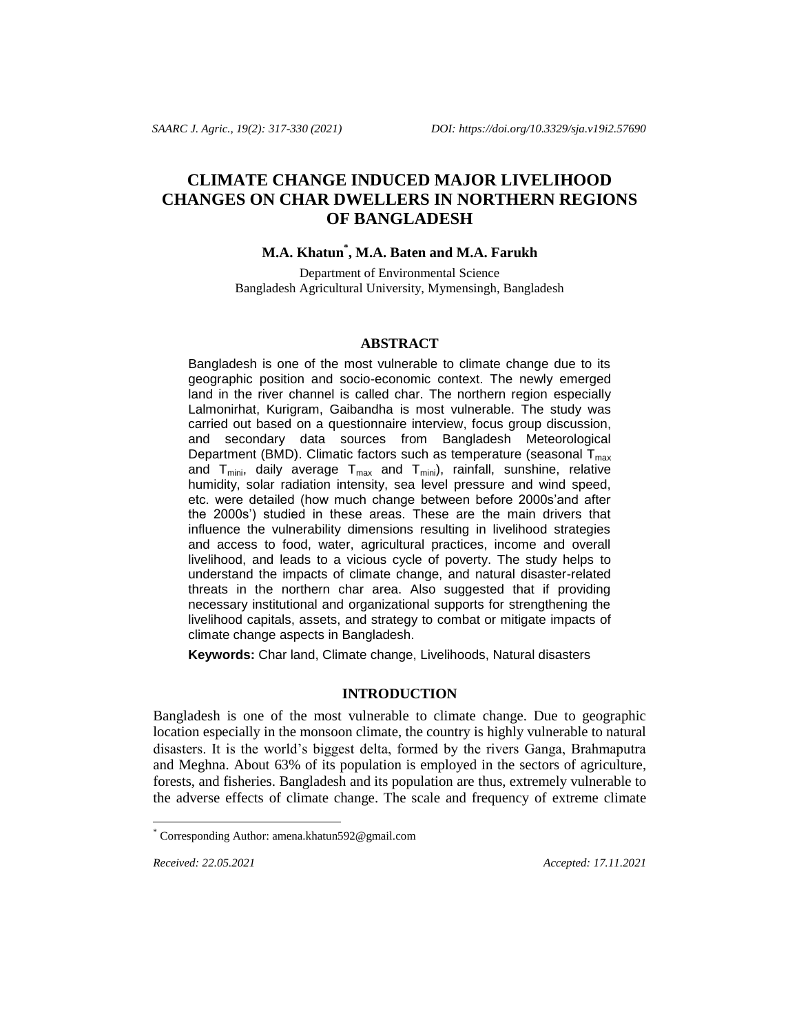# CLIMATE CHANGE INDUCED MAJOR LIVELIHOOD CHANGES ON CHAR DWELLERS IN NORTHERN REGIONS OF BANGLADESH

**M.A. Khatun[*], M.A. Baten and M.A. Farukh**

Department of Environmental Science
Bangladesh Agricultural University, Mymensingh, Bangladesh

## ABSTRACT

Bangladesh is one of the most vulnerable to climate change due to its geographic position and socio-economic context. The newly emerged land in the river channel is called char. The northern region especially Lalmonirhat, Kurigram, Gaibandha is most vulnerable. The study was carried out based on a questionnaire interview, focus group discussion, and secondary data sources from Bangladesh Meteorological Department (BMD). Climatic factors such as temperature (seasonal $T_{max}$ and $T_{mini}$, daily average $T_{max}$ and $T_{mini}$), rainfall, sunshine, relative humidity, solar radiation intensity, sea level pressure and wind speed, etc. were detailed (how much change between before 2000s'and after the 2000s') studied in these areas. These are the main drivers that influence the vulnerability dimensions resulting in livelihood strategies and access to food, water, agricultural practices, income and overall livelihood, and leads to a vicious cycle of poverty. The study helps to understand the impacts of climate change, and natural disaster-related threats in the northern char area. Also suggested that if providing necessary institutional and organizational supports for strengthening the livelihood capitals, assets, and strategy to combat or mitigate impacts of climate change aspects in Bangladesh.

**Keywords:** Char land, Climate change, Livelihoods, Natural disasters

## INTRODUCTION

Bangladesh is one of the most vulnerable to climate change. Due to geographic location especially in the monsoon climate, the country is highly vulnerable to natural disasters. It is the world's biggest delta, formed by the rivers Ganga, Brahmaputra and Meghna. About 63% of its population is employed in the sectors of agriculture, forests, and fisheries. Bangladesh and its population are thus, extremely vulnerable to the adverse effects of climate change. The scale and frequency of extreme climate

[*] Corresponding Author: amena.khatun592@gmail.com

*Received: 22.05.2021* *Accepted: 17.11.2021*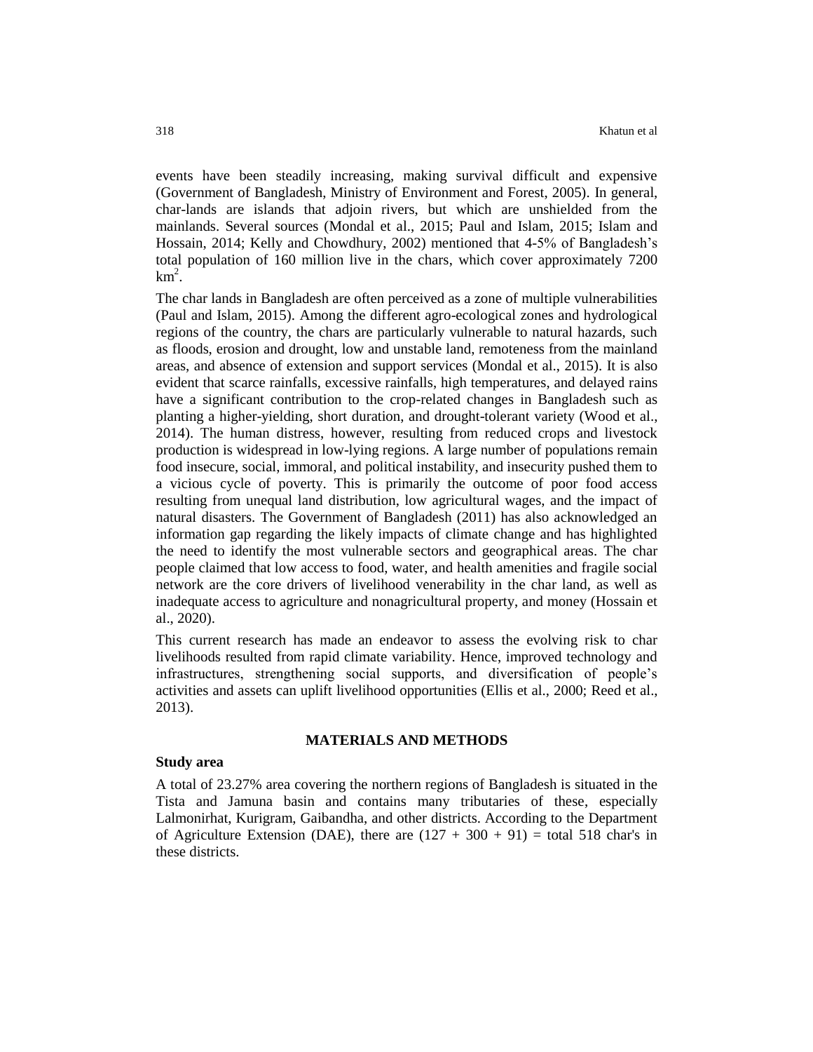events have been steadily increasing, making survival difficult and expensive (Government of Bangladesh, Ministry of Environment and Forest, 2005). In general, char-lands are islands that adjoin rivers, but which are unshielded from the mainlands. Several sources (Mondal et al., 2015; Paul and Islam, 2015; Islam and Hossain, 2014; Kelly and Chowdhury, 2002) mentioned that 4-5% of Bangladesh's total population of 160 million live in the chars, which cover approximately 7200 $km^2$.

The char lands in Bangladesh are often perceived as a zone of multiple vulnerabilities (Paul and Islam, 2015). Among the different agro-ecological zones and hydrological regions of the country, the chars are particularly vulnerable to natural hazards, such as floods, erosion and drought, low and unstable land, remoteness from the mainland areas, and absence of extension and support services (Mondal et al., 2015). It is also evident that scarce rainfalls, excessive rainfalls, high temperatures, and delayed rains have a significant contribution to the crop-related changes in Bangladesh such as planting a higher-yielding, short duration, and drought-tolerant variety (Wood et al., 2014). The human distress, however, resulting from reduced crops and livestock production is widespread in low-lying regions. A large number of populations remain food insecure, social, immoral, and political instability, and insecurity pushed them to a vicious cycle of poverty. This is primarily the outcome of poor food access resulting from unequal land distribution, low agricultural wages, and the impact of natural disasters. The Government of Bangladesh (2011) has also acknowledged an information gap regarding the likely impacts of climate change and has highlighted the need to identify the most vulnerable sectors and geographical areas. The char people claimed that low access to food, water, and health amenities and fragile social network are the core drivers of livelihood venerability in the char land, as well as inadequate access to agriculture and nonagricultural property, and money (Hossain et al., 2020).

This current research has made an endeavor to assess the evolving risk to char livelihoods resulted from rapid climate variability. Hence, improved technology and infrastructures, strengthening social supports, and diversification of people's activities and assets can uplift livelihood opportunities (Ellis et al., 2000; Reed et al., 2013).

## MATERIALS AND METHODS

### Study area

A total of 23.27% area covering the northern regions of Bangladesh is situated in the Tista and Jamuna basin and contains many tributaries of these, especially Lalmonirhat, Kurigram, Gaibandha, and other districts. According to the Department of Agriculture Extension (DAE), there are (127 + 300 + 91) = total 518 char's in these districts.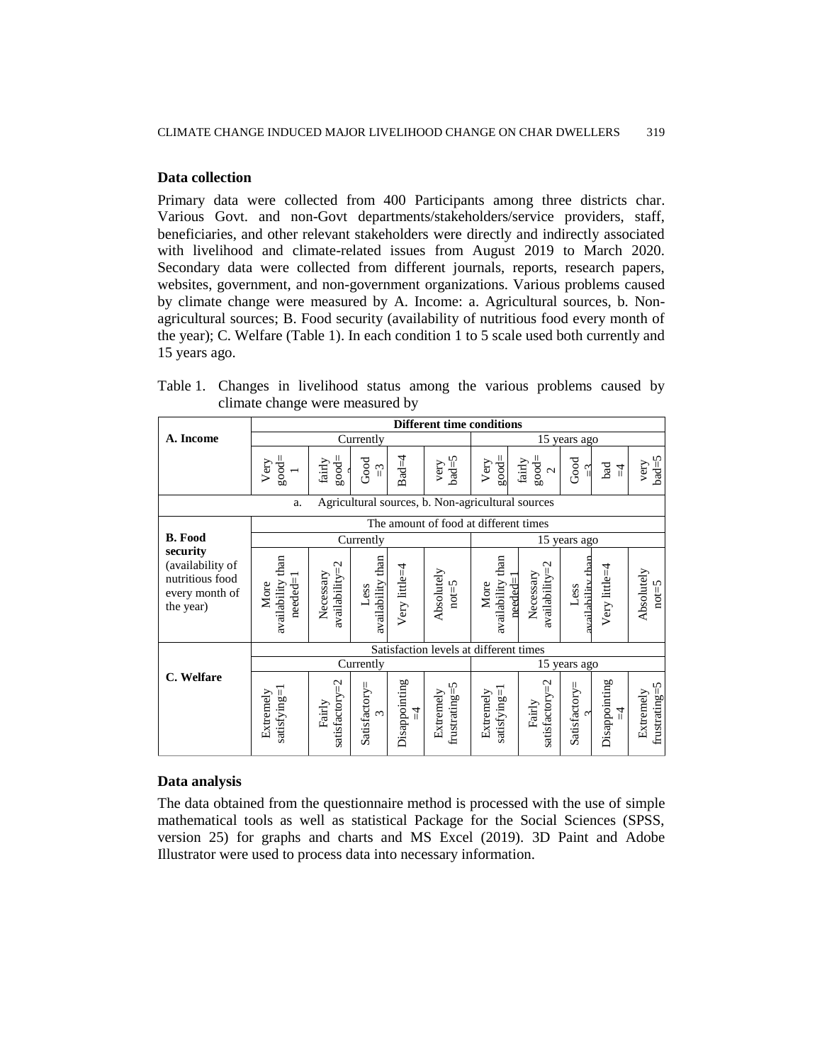### Data collection

Primary data were collected from 400 Participants among three districts char. Various Govt. and non-Govt departments/stakeholders/service providers, staff, beneficiaries, and other relevant stakeholders were directly and indirectly associated with livelihood and climate-related issues from August 2019 to March 2020. Secondary data were collected from different journals, reports, research papers, websites, government, and non-government organizations. Various problems caused by climate change were measured by A. Income: a. Agricultural sources, b. Non-agricultural sources; B. Food security (availability of nutritious food every month of the year); C. Welfare (Table 1). In each condition 1 to 5 scale used both currently and 15 years ago.

Table 1. Changes in livelihood status among the various problems caused by climate change were measured by

| | Different time conditions | | | | | | | | | |
|---|---|---|---|---|---|---|---|---|---|---|
| **A. Income** | Currently | | | | | 15 years ago | | | | |
| | Very good=1 | fairly good=2 | Good =3 | Bad=4 | very bad=5 | Very good= | fairly good= 2 | Good =3 | bad =4 | very bad=5 |
| | a. Agricultural sources, b. Non-agricultural sources | | | | | | | | | |
| | The amount of food at different times | | | | | | | | | |
| **B. Food security** (availability of nutritious food every month of the year) | Currently | | | | | 15 years ago | | | | |
| | More availability than needed=1 | Necessary availability=2 | Less availability than | Very little=4 | Absolutely not=5 | More availability than needed=1 | Necessary availability=2 | Less availability than | Very little=4 | Absolutely not=5 |
| | Satisfaction levels at different times | | | | | | | | | |
| **C. Welfare** | Currently | | | | | 15 years ago | | | | |
| | Extremely satisfying=1 | Fairly satisfactory=2 | Satisfactory= 3 | Disappointing =4 | Extremely frustrating=5 | Extremely satisfying=1 | Fairly satisfactory=2 | Satisfactory= 3 | Disappointing =4 | Extremely frustrating=5 |

### Data analysis

The data obtained from the questionnaire method is processed with the use of simple mathematical tools as well as statistical Package for the Social Sciences (SPSS, version 25) for graphs and charts and MS Excel (2019). 3D Paint and Adobe Illustrator were used to process data into necessary information.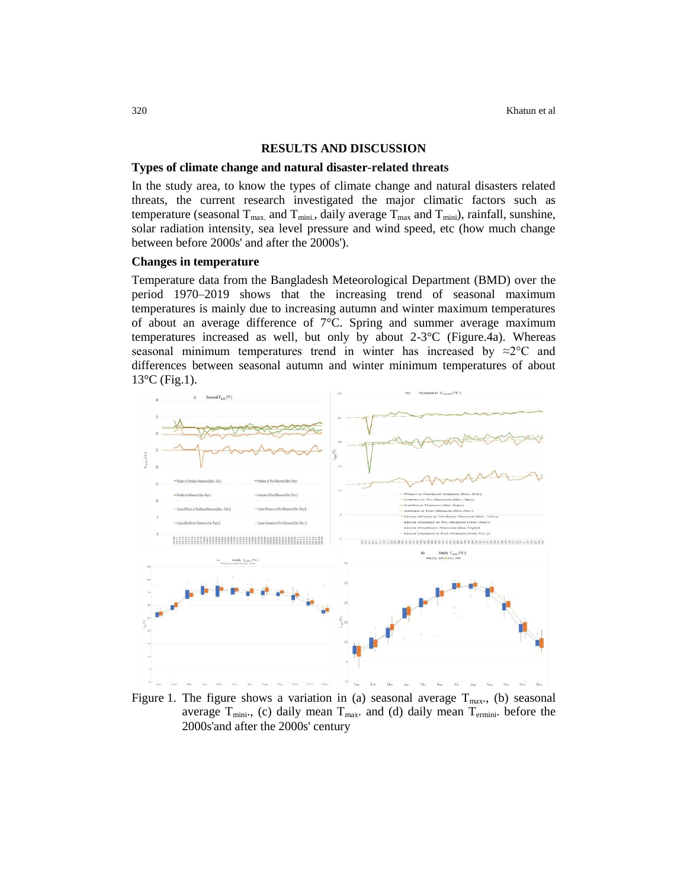## RESULTS AND DISCUSSION

### Types of climate change and natural disaster-related threats

In the study area, to know the types of climate change and natural disasters related threats, the current research investigated the major climatic factors such as temperature (seasonal $T_{max.}$ and $T_{mini.}$, daily average $T_{max}$ and $T_{mini}$), rainfall, sunshine, solar radiation intensity, sea level pressure and wind speed, etc (how much change between before 2000s' and after the 2000s').

### Changes in temperature

Temperature data from the Bangladesh Meteorological Department (BMD) over the period 1970–2019 shows that the increasing trend of seasonal maximum temperatures is mainly due to increasing autumn and winter maximum temperatures of about an average difference of 7°C. Spring and summer average maximum temperatures increased as well, but only by about 2-3°C (Figure.4a). Whereas seasonal minimum temperatures trend in winter has increased by ≈2°C and differences between seasonal autumn and winter minimum temperatures of about 13°C (Fig.1).

Figure 1. The figure shows a variation in (a) seasonal average $T_{max}$., (b) seasonal average $T_{mini}$., (c) daily mean $T_{max}$. and (d) daily mean $T_{ermini}$. before the 2000s'and after the 2000s' century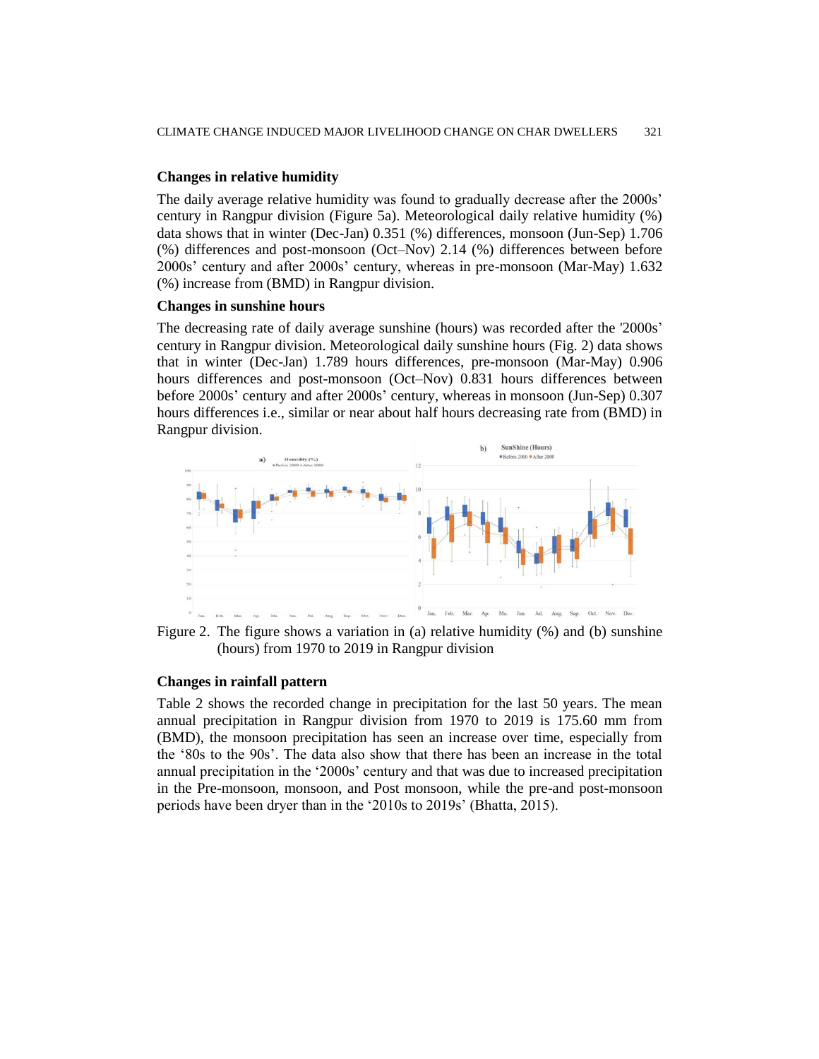### Changes in relative humidity

The daily average relative humidity was found to gradually decrease after the 2000s' century in Rangpur division (Figure 5a). Meteorological daily relative humidity (%) data shows that in winter (Dec-Jan) 0.351 (%) differences, monsoon (Jun-Sep) 1.706 (%) differences and post-monsoon (Oct–Nov) 2.14 (%) differences between before 2000s' century and after 2000s' century, whereas in pre-monsoon (Mar-May) 1.632 (%) increase from (BMD) in Rangpur division.

### Changes in sunshine hours

The decreasing rate of daily average sunshine (hours) was recorded after the '2000s' century in Rangpur division. Meteorological daily sunshine hours (Fig. 2) data shows that in winter (Dec-Jan) 1.789 hours differences, pre-monsoon (Mar-May) 0.906 hours differences and post-monsoon (Oct–Nov) 0.831 hours differences between before 2000s' century and after 2000s' century, whereas in monsoon (Jun-Sep) 0.307 hours differences i.e., similar or near about half hours decreasing rate from (BMD) in Rangpur division.

Figure 2. The figure shows a variation in (a) relative humidity (%) and (b) sunshine (hours) from 1970 to 2019 in Rangpur division

### Changes in rainfall pattern

Table 2 shows the recorded change in precipitation for the last 50 years. The mean annual precipitation in Rangpur division from 1970 to 2019 is 175.60 mm from (BMD), the monsoon precipitation has seen an increase over time, especially from the '80s to the 90s'. The data also show that there has been an increase in the total annual precipitation in the '2000s' century and that was due to increased precipitation in the Pre-monsoon, monsoon, and Post monsoon, while the pre-and post-monsoon periods have been dryer than in the '2010s to 2019s' (Bhatta, 2015).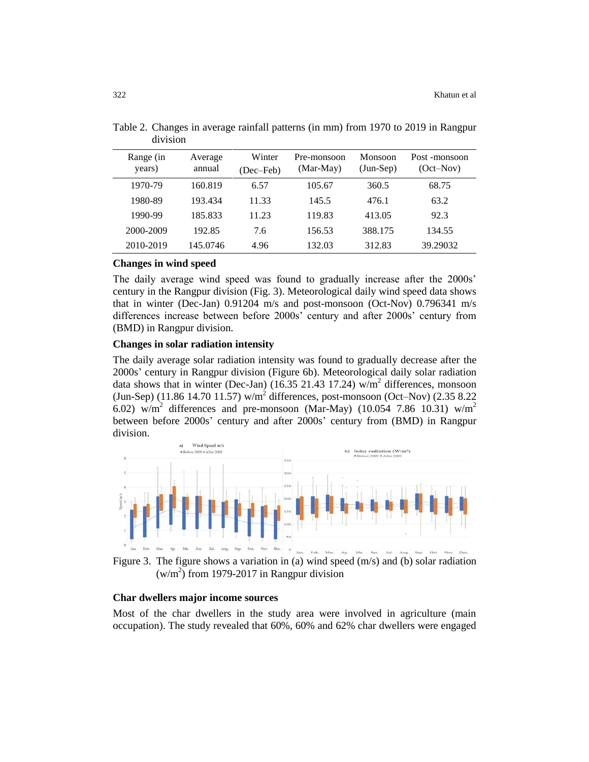Table 2. Changes in average rainfall patterns (in mm) from 1970 to 2019 in Rangpur division

| Range (in years) | Average annual | Winter (Dec–Feb) | Pre-monsoon (Mar-May) | Monsoon (Jun-Sep) | Post -monsoon (Oct–Nov) |
|---|---|---|---|---|---|
| 1970-79 | 160.819 | 6.57 | 105.67 | 360.5 | 68.75 |
| 1980-89 | 193.434 | 11.33 | 145.5 | 476.1 | 63.2 |
| 1990-99 | 185.833 | 11.23 | 119.83 | 413.05 | 92.3 |
| 2000-2009 | 192.85 | 7.6 | 156.53 | 388.175 | 134.55 |
| 2010-2019 | 145.0746 | 4.96 | 132.03 | 312.83 | 39.29032 |

**Changes in wind speed**

The daily average wind speed was found to gradually increase after the 2000s' century in the Rangpur division (Fig. 3). Meteorological daily wind speed data shows that in winter (Dec-Jan) 0.91204 m/s and post-monsoon (Oct-Nov) 0.796341 m/s differences increase between before 2000s' century and after 2000s' century from (BMD) in Rangpur division.

**Changes in solar radiation intensity**

The daily average solar radiation intensity was found to gradually decrease after the 2000s' century in Rangpur division (Figure 6b). Meteorological daily solar radiation data shows that in winter (Dec-Jan) (16.35 21.43 17.24) w/m$^2$ differences, monsoon (Jun-Sep) (11.86 14.70 11.57) w/m$^2$ differences, post-monsoon (Oct–Nov) (2.35 8.22 6.02) w/m$^2$ differences and pre-monsoon (Mar-May) (10.054 7.86 10.31) w/m$^2$ between before 2000s' century and after 2000s' century from (BMD) in Rangpur division.

Figure 3. The figure shows a variation in (a) wind speed (m/s) and (b) solar radiation (w/m$^2$) from 1979-2017 in Rangpur division

**Char dwellers major income sources**

Most of the char dwellers in the study area were involved in agriculture (main occupation). The study revealed that 60%, 60% and 62% char dwellers were engaged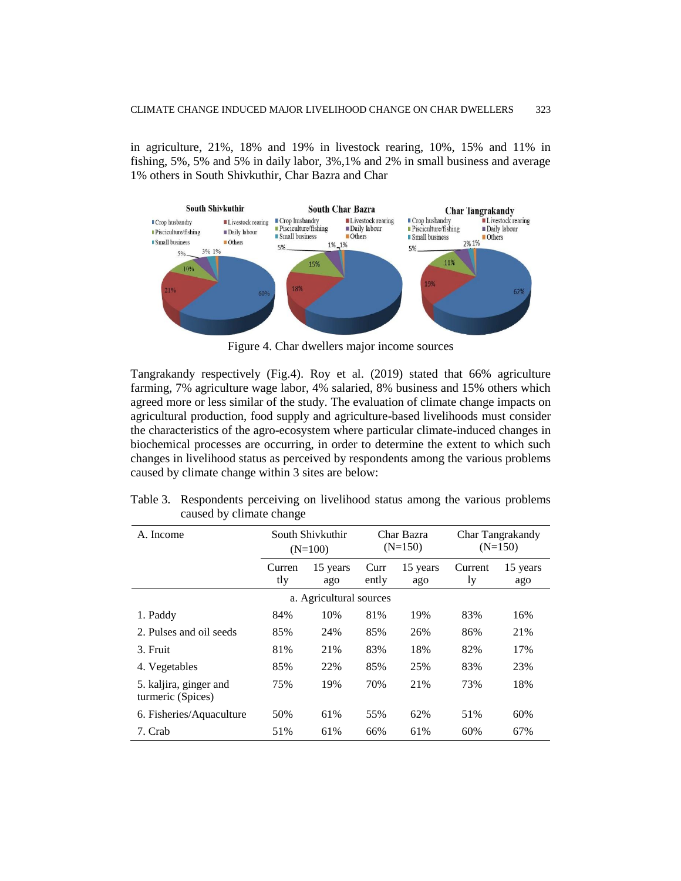in agriculture, 21%, 18% and 19% in livestock rearing, 10%, 15% and 11% in fishing, 5%, 5% and 5% in daily labor, 3%,1% and 2% in small business and average 1% others in South Shivkuthir, Char Bazra and Char

Figure 4. Char dwellers major income sources

Tangrakandy respectively (Fig.4). Roy et al. (2019) stated that 66% agriculture farming, 7% agriculture wage labor, 4% salaried, 8% business and 15% others which agreed more or less similar of the study. The evaluation of climate change impacts on agricultural production, food supply and agriculture-based livelihoods must consider the characteristics of the agro-ecosystem where particular climate-induced changes in biochemical processes are occurring, in order to determine the extent to which such changes in livelihood status as perceived by respondents among the various problems caused by climate change within 3 sites are below:

Table 3. Respondents perceiving on livelihood status among the various problems caused by climate change

| A. Income | South Shivkuthir (N=100) | | Char Bazra (N=150) | | Char Tangrakandy (N=150) | |
|---|---|---|---|---|---|---|
| | Currently | 15 years ago | Currently | 15 years ago | Currently | 15 years ago |
| a. Agricultural sources | | | | | | |
| 1. Paddy | 84% | 10% | 81% | 19% | 83% | 16% |
| 2. Pulses and oil seeds | 85% | 24% | 85% | 26% | 86% | 21% |
| 3. Fruit | 81% | 21% | 83% | 18% | 82% | 17% |
| 4. Vegetables | 85% | 22% | 85% | 25% | 83% | 23% |
| 5. kaljira, ginger and turmeric (Spices) | 75% | 19% | 70% | 21% | 73% | 18% |
| 6. Fisheries/Aquaculture | 50% | 61% | 55% | 62% | 51% | 60% |
| 7. Crab | 51% | 61% | 66% | 61% | 60% | 67% |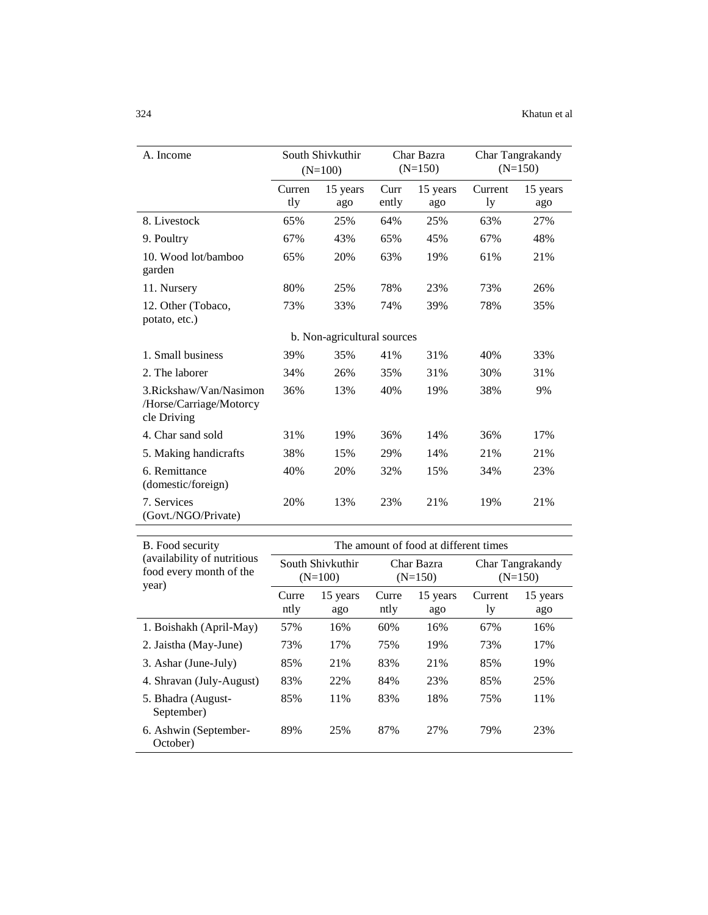| A. Income | South Shivkuthir (N=100) | | Char Bazra (N=150) | | Char Tangrakandy (N=150) | |
|---|---|---|---|---|---|---|
| | Currently | 15 years ago | Currently | 15 years ago | Currently | 15 years ago |
| 8. Livestock | 65% | 25% | 64% | 25% | 63% | 27% |
| 9. Poultry | 67% | 43% | 65% | 45% | 67% | 48% |
| 10. Wood lot/bamboo garden | 65% | 20% | 63% | 19% | 61% | 21% |
| 11. Nursery | 80% | 25% | 78% | 23% | 73% | 26% |
| 12. Other (Tobaco, potato, etc.) | 73% | 33% | 74% | 39% | 78% | 35% |
| b. Non-agricultural sources | | | | | | |
| 1. Small business | 39% | 35% | 41% | 31% | 40% | 33% |
| 2. The laborer | 34% | 26% | 35% | 31% | 30% | 31% |
| 3.Rickshaw/Van/Nasimon /Horse/Carriage/Motorcycle Driving | 36% | 13% | 40% | 19% | 38% | 9% |
| 4. Char sand sold | 31% | 19% | 36% | 14% | 36% | 17% |
| 5. Making handicrafts | 38% | 15% | 29% | 14% | 21% | 21% |
| 6. Remittance (domestic/foreign) | 40% | 20% | 32% | 15% | 34% | 23% |
| 7. Services (Govt./NGO/Private) | 20% | 13% | 23% | 21% | 19% | 21% |

| B. Food security (availability of nutritious food every month of the year) | The amount of food at different times | | | | | |
|---|---|---|---|---|---|---|
| | South Shivkuthir (N=100) | | Char Bazra (N=150) | | Char Tangrakandy (N=150) | |
| | Currently | 15 years ago | Currently | 15 years ago | Currently | 15 years ago |
| 1. Boishakh (April-May) | 57% | 16% | 60% | 16% | 67% | 16% |
| 2. Jaistha (May-June) | 73% | 17% | 75% | 19% | 73% | 17% |
| 3. Ashar (June-July) | 85% | 21% | 83% | 21% | 85% | 19% |
| 4. Shravan (July-August) | 83% | 22% | 84% | 23% | 85% | 25% |
| 5. Bhadra (August-September) | 85% | 11% | 83% | 18% | 75% | 11% |
| 6. Ashwin (September-October) | 89% | 25% | 87% | 27% | 79% | 23% |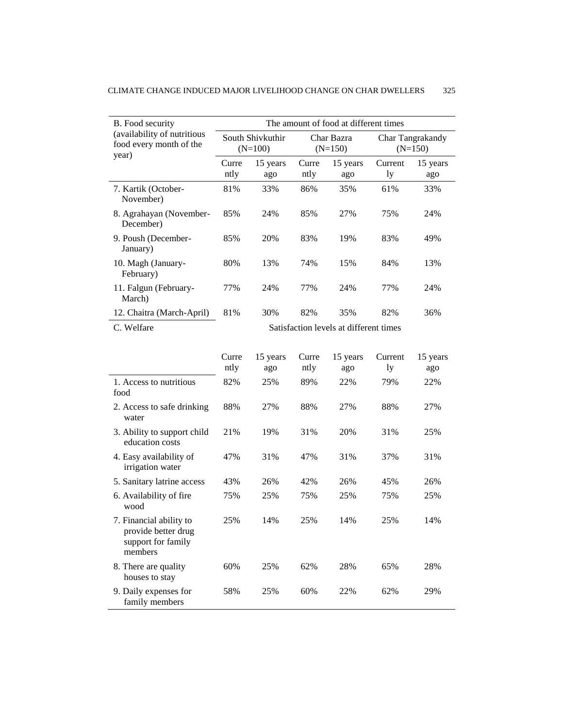| B. Food security (availability of nutritious food every month of the year) | The amount of food at different times | | | | | |
|---|---|---|---|---|---|---|
| | South Shivkuthir (N=100) | | Char Bazra (N=150) | | Char Tangrakandy (N=150) | |
| | Currently | 15 years ago | Currently | 15 years ago | Currently | 15 years ago |
| 7. Kartik (October-November) | 81% | 33% | 86% | 35% | 61% | 33% |
| 8. Agrahayan (November-December) | 85% | 24% | 85% | 27% | 75% | 24% |
| 9. Poush (December-January) | 85% | 20% | 83% | 19% | 83% | 49% |
| 10. Magh (January-February) | 80% | 13% | 74% | 15% | 84% | 13% |
| 11. Falgun (February-March) | 77% | 24% | 77% | 24% | 77% | 24% |
| 12. Chaitra (March-April) | 81% | 30% | 82% | 35% | 82% | 36% |
| C. Welfare | Satisfaction levels at different times | | | | | |
| | Currently | 15 years ago | Currently | 15 years ago | Currently | 15 years ago |
| 1. Access to nutritious food | 82% | 25% | 89% | 22% | 79% | 22% |
| 2. Access to safe drinking water | 88% | 27% | 88% | 27% | 88% | 27% |
| 3. Ability to support child education costs | 21% | 19% | 31% | 20% | 31% | 25% |
| 4. Easy availability of irrigation water | 47% | 31% | 47% | 31% | 37% | 31% |
| 5. Sanitary latrine access | 43% | 26% | 42% | 26% | 45% | 26% |
| 6. Availability of fire wood | 75% | 25% | 75% | 25% | 75% | 25% |
| 7. Financial ability to provide better drug support for family members | 25% | 14% | 25% | 14% | 25% | 14% |
| 8. There are quality houses to stay | 60% | 25% | 62% | 28% | 65% | 28% |
| 9. Daily expenses for family members | 58% | 25% | 60% | 22% | 62% | 29% |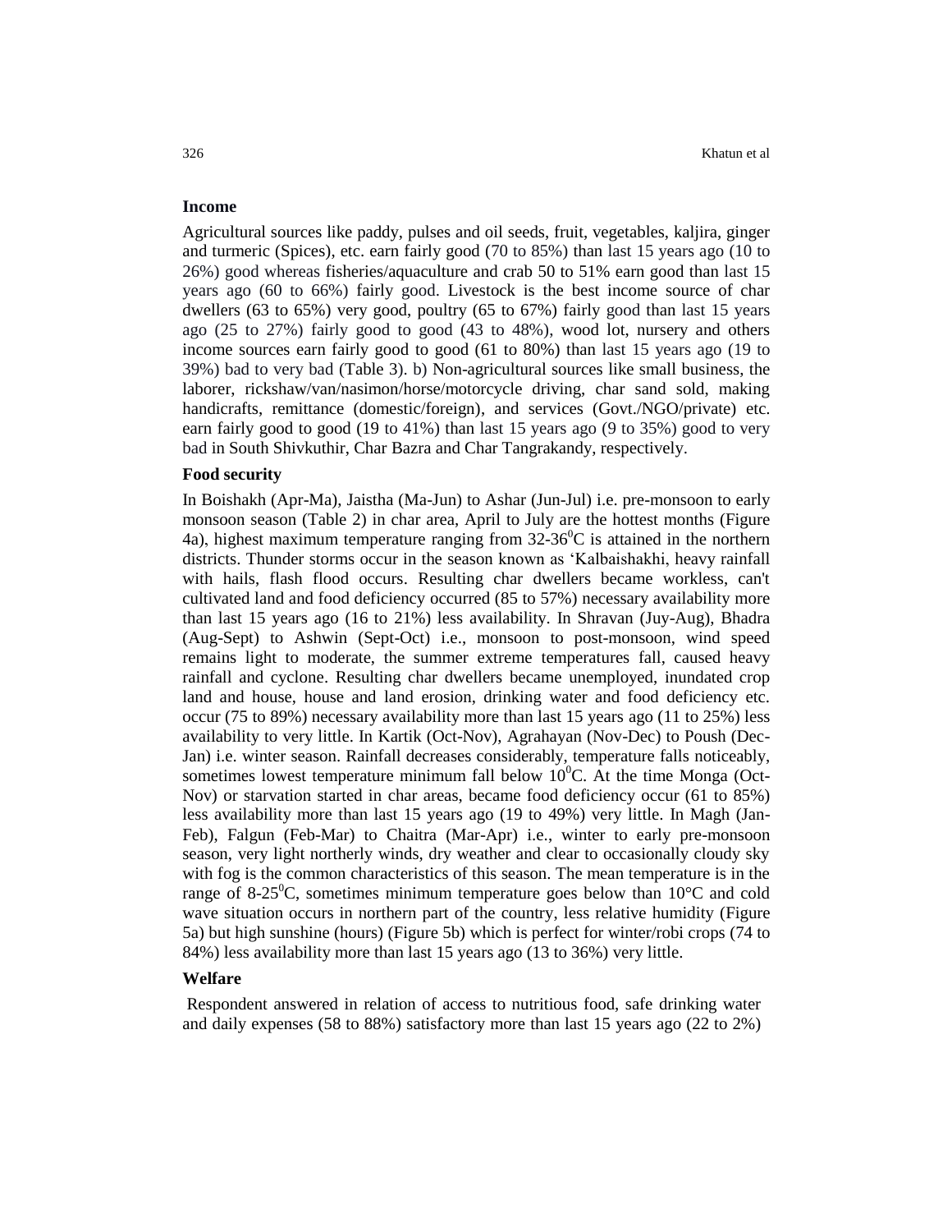### Income

Agricultural sources like paddy, pulses and oil seeds, fruit, vegetables, kaljira, ginger and turmeric (Spices), etc. earn fairly good (70 to 85%) than last 15 years ago (10 to 26%) good whereas fisheries/aquaculture and crab 50 to 51% earn good than last 15 years ago (60 to 66%) fairly good. Livestock is the best income source of char dwellers (63 to 65%) very good, poultry (65 to 67%) fairly good than last 15 years ago (25 to 27%) fairly good to good (43 to 48%), wood lot, nursery and others income sources earn fairly good to good (61 to 80%) than last 15 years ago (19 to 39%) bad to very bad (Table 3). b) Non-agricultural sources like small business, the laborer, rickshaw/van/nasimon/horse/motorcycle driving, char sand sold, making handicrafts, remittance (domestic/foreign), and services (Govt./NGO/private) etc. earn fairly good to good (19 to 41%) than last 15 years ago (9 to 35%) good to very bad in South Shivkuthir, Char Bazra and Char Tangrakandy, respectively.

### Food security

In Boishakh (Apr-Ma), Jaistha (Ma-Jun) to Ashar (Jun-Jul) i.e. pre-monsoon to early monsoon season (Table 2) in char area, April to July are the hottest months (Figure 4a), highest maximum temperature ranging from 32-36$^0$C is attained in the northern districts. Thunder storms occur in the season known as 'Kalbaishakhi, heavy rainfall with hails, flash flood occurs. Resulting char dwellers became workless, can't cultivated land and food deficiency occurred (85 to 57%) necessary availability more than last 15 years ago (16 to 21%) less availability. In Shravan (Juy-Aug), Bhadra (Aug-Sept) to Ashwin (Sept-Oct) i.e., monsoon to post-monsoon, wind speed remains light to moderate, the summer extreme temperatures fall, caused heavy rainfall and cyclone. Resulting char dwellers became unemployed, inundated crop land and house, house and land erosion, drinking water and food deficiency etc. occur (75 to 89%) necessary availability more than last 15 years ago (11 to 25%) less availability to very little. In Kartik (Oct-Nov), Agrahayan (Nov-Dec) to Poush (Dec-Jan) i.e. winter season. Rainfall decreases considerably, temperature falls noticeably, sometimes lowest temperature minimum fall below 10$^0$C. At the time Monga (Oct-Nov) or starvation started in char areas, became food deficiency occur (61 to 85%) less availability more than last 15 years ago (19 to 49%) very little. In Magh (Jan-Feb), Falgun (Feb-Mar) to Chaitra (Mar-Apr) i.e., winter to early pre-monsoon season, very light northerly winds, dry weather and clear to occasionally cloudy sky with fog is the common characteristics of this season. The mean temperature is in the range of 8-25$^0$C, sometimes minimum temperature goes below than 10°C and cold wave situation occurs in northern part of the country, less relative humidity (Figure 5a) but high sunshine (hours) (Figure 5b) which is perfect for winter/robi crops (74 to 84%) less availability more than last 15 years ago (13 to 36%) very little.

### Welfare

Respondent answered in relation of access to nutritious food, safe drinking water and daily expenses (58 to 88%) satisfactory more than last 15 years ago (22 to 2%)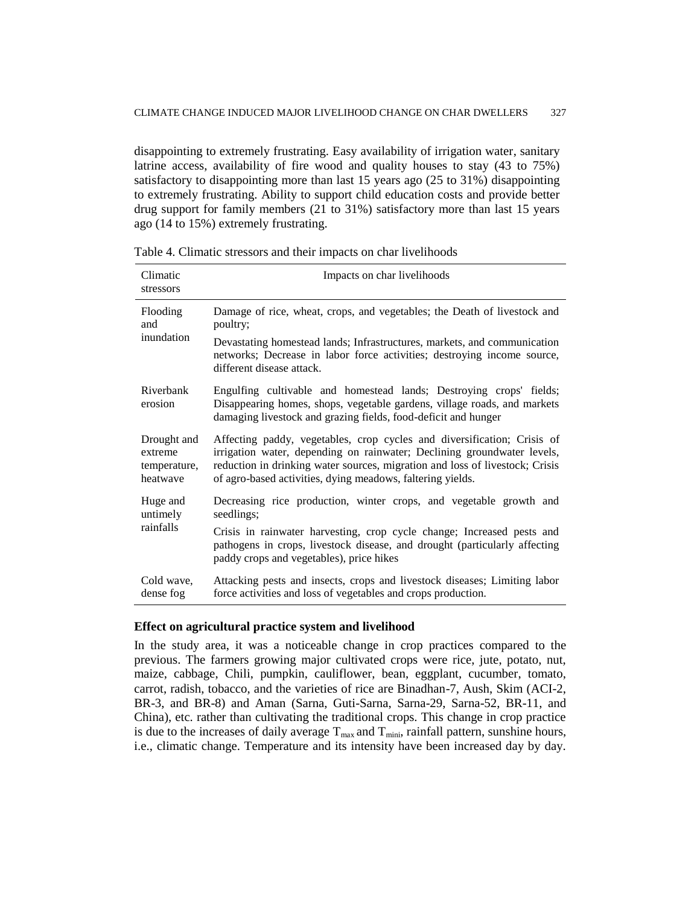disappointing to extremely frustrating. Easy availability of irrigation water, sanitary latrine access, availability of fire wood and quality houses to stay (43 to 75%) satisfactory to disappointing more than last 15 years ago (25 to 31%) disappointing to extremely frustrating. Ability to support child education costs and provide better drug support for family members (21 to 31%) satisfactory more than last 15 years ago (14 to 15%) extremely frustrating.

Table 4. Climatic stressors and their impacts on char livelihoods

| Climatic stressors | Impacts on char livelihoods |
|---|---|
| Flooding and inundation | Damage of rice, wheat, crops, and vegetables; the Death of livestock and poultry; Devastating homestead lands; Infrastructures, markets, and communication networks; Decrease in labor force activities; destroying income source, different disease attack. |
| Riverbank erosion | Engulfing cultivable and homestead lands; Destroying crops' fields; Disappearing homes, shops, vegetable gardens, village roads, and markets damaging livestock and grazing fields, food-deficit and hunger |
| Drought and extreme temperature, heatwave | Affecting paddy, vegetables, crop cycles and diversification; Crisis of irrigation water, depending on rainwater; Declining groundwater levels, reduction in drinking water sources, migration and loss of livestock; Crisis of agro-based activities, dying meadows, faltering yields. |
| Huge and untimely rainfalls | Decreasing rice production, winter crops, and vegetable growth and seedlings; Crisis in rainwater harvesting, crop cycle change; Increased pests and pathogens in crops, livestock disease, and drought (particularly affecting paddy crops and vegetables), price hikes |
| Cold wave, dense fog | Attacking pests and insects, crops and livestock diseases; Limiting labor force activities and loss of vegetables and crops production. |

**Effect on agricultural practice system and livelihood**

In the study area, it was a noticeable change in crop practices compared to the previous. The farmers growing major cultivated crops were rice, jute, potato, nut, maize, cabbage, Chili, pumpkin, cauliflower, bean, eggplant, cucumber, tomato, carrot, radish, tobacco, and the varieties of rice are Binadhan-7, Aush, Skim (ACI-2, BR-3, and BR-8) and Aman (Sarna, Guti-Sarna, Sarna-29, Sarna-52, BR-11, and China), etc. rather than cultivating the traditional crops. This change in crop practice is due to the increases of daily average $T_{max}$ and $T_{mini}$, rainfall pattern, sunshine hours, i.e., climatic change. Temperature and its intensity have been increased day by day.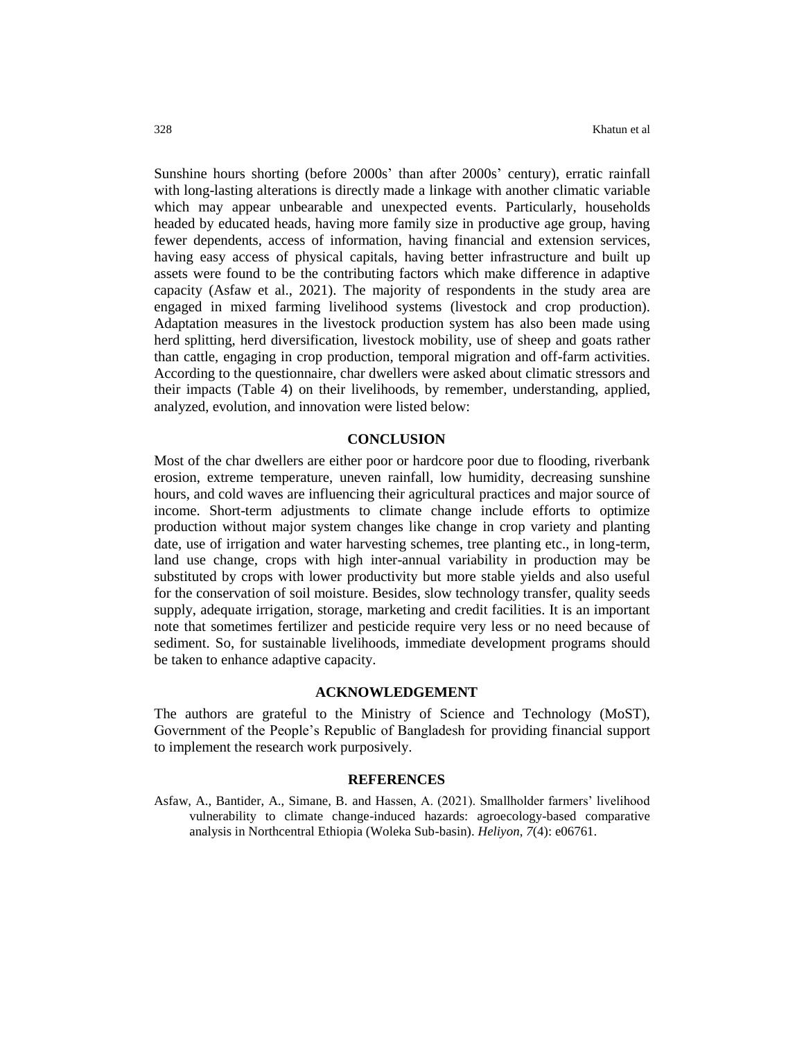Sunshine hours shorting (before 2000s' than after 2000s' century), erratic rainfall with long-lasting alterations is directly made a linkage with another climatic variable which may appear unbearable and unexpected events. Particularly, households headed by educated heads, having more family size in productive age group, having fewer dependents, access of information, having financial and extension services, having easy access of physical capitals, having better infrastructure and built up assets were found to be the contributing factors which make difference in adaptive capacity (Asfaw et al., 2021). The majority of respondents in the study area are engaged in mixed farming livelihood systems (livestock and crop production). Adaptation measures in the livestock production system has also been made using herd splitting, herd diversification, livestock mobility, use of sheep and goats rather than cattle, engaging in crop production, temporal migration and off-farm activities. According to the questionnaire, char dwellers were asked about climatic stressors and their impacts (Table 4) on their livelihoods, by remember, understanding, applied, analyzed, evolution, and innovation were listed below:

## CONCLUSION

Most of the char dwellers are either poor or hardcore poor due to flooding, riverbank erosion, extreme temperature, uneven rainfall, low humidity, decreasing sunshine hours, and cold waves are influencing their agricultural practices and major source of income. Short-term adjustments to climate change include efforts to optimize production without major system changes like change in crop variety and planting date, use of irrigation and water harvesting schemes, tree planting etc., in long-term, land use change, crops with high inter-annual variability in production may be substituted by crops with lower productivity but more stable yields and also useful for the conservation of soil moisture. Besides, slow technology transfer, quality seeds supply, adequate irrigation, storage, marketing and credit facilities. It is an important note that sometimes fertilizer and pesticide require very less or no need because of sediment. So, for sustainable livelihoods, immediate development programs should be taken to enhance adaptive capacity.

## ACKNOWLEDGEMENT

The authors are grateful to the Ministry of Science and Technology (MoST), Government of the People's Republic of Bangladesh for providing financial support to implement the research work purposively.

## REFERENCES

Asfaw, A., Bantider, A., Simane, B. and Hassen, A. (2021). Smallholder farmers' livelihood vulnerability to climate change-induced hazards: agroecology-based comparative analysis in Northcentral Ethiopia (Woleka Sub-basin). *Heliyon*, *7*(4): e06761.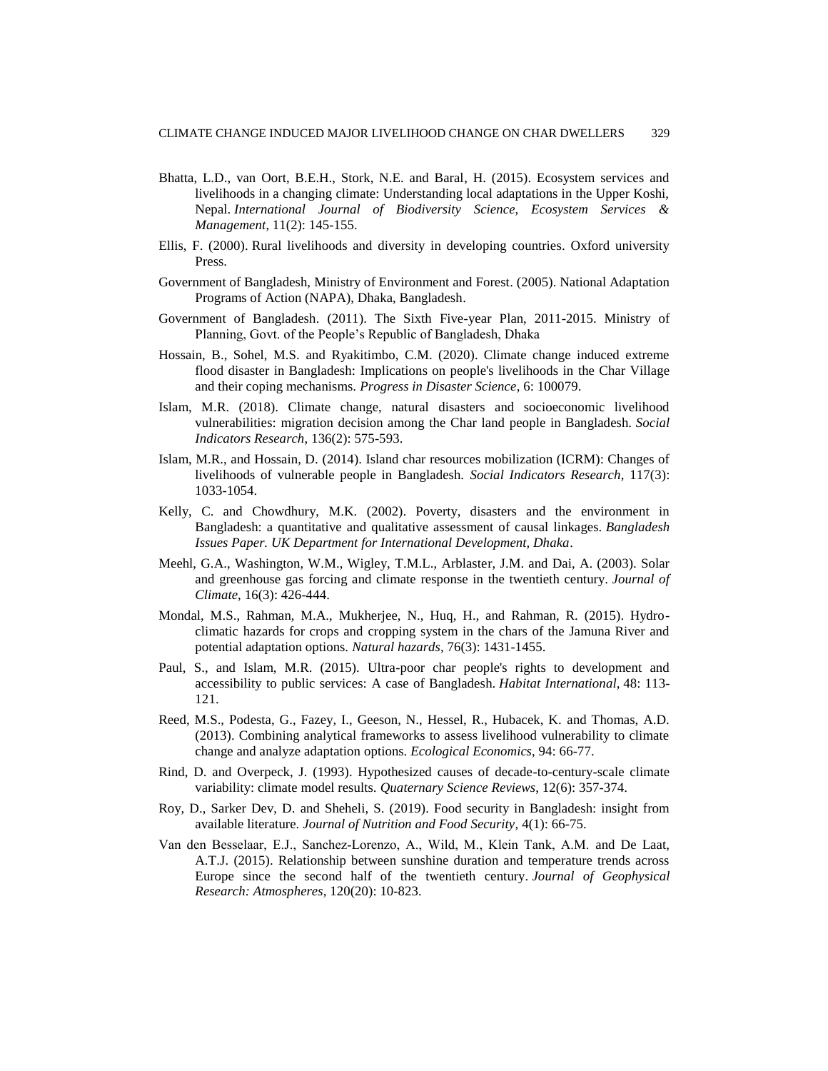Bhatta, L.D., van Oort, B.E.H., Stork, N.E. and Baral, H. (2015). Ecosystem services and livelihoods in a changing climate: Understanding local adaptations in the Upper Koshi, Nepal. *International Journal of Biodiversity Science, Ecosystem Services & Management*, 11(2): 145-155.

Ellis, F. (2000). Rural livelihoods and diversity in developing countries. Oxford university Press.

Government of Bangladesh, Ministry of Environment and Forest. (2005). National Adaptation Programs of Action (NAPA), Dhaka, Bangladesh.

Government of Bangladesh. (2011). The Sixth Five-year Plan, 2011-2015. Ministry of Planning, Govt. of the People's Republic of Bangladesh, Dhaka

Hossain, B., Sohel, M.S. and Ryakitimbo, C.M. (2020). Climate change induced extreme flood disaster in Bangladesh: Implications on people's livelihoods in the Char Village and their coping mechanisms. *Progress in Disaster Science*, 6: 100079.

Islam, M.R. (2018). Climate change, natural disasters and socioeconomic livelihood vulnerabilities: migration decision among the Char land people in Bangladesh. *Social Indicators Research*, 136(2): 575-593.

Islam, M.R., and Hossain, D. (2014). Island char resources mobilization (ICRM): Changes of livelihoods of vulnerable people in Bangladesh. *Social Indicators Research*, 117(3): 1033-1054.

Kelly, C. and Chowdhury, M.K. (2002). Poverty, disasters and the environment in Bangladesh: a quantitative and qualitative assessment of causal linkages. *Bangladesh Issues Paper. UK Department for International Development, Dhaka*.

Meehl, G.A., Washington, W.M., Wigley, T.M.L., Arblaster, J.M. and Dai, A. (2003). Solar and greenhouse gas forcing and climate response in the twentieth century. *Journal of Climate*, 16(3): 426-444.

Mondal, M.S., Rahman, M.A., Mukherjee, N., Huq, H., and Rahman, R. (2015). Hydro-climatic hazards for crops and cropping system in the chars of the Jamuna River and potential adaptation options. *Natural hazards*, 76(3): 1431-1455.

Paul, S., and Islam, M.R. (2015). Ultra-poor char people's rights to development and accessibility to public services: A case of Bangladesh. *Habitat International*, 48: 113-121.

Reed, M.S., Podesta, G., Fazey, I., Geeson, N., Hessel, R., Hubacek, K. and Thomas, A.D. (2013). Combining analytical frameworks to assess livelihood vulnerability to climate change and analyze adaptation options. *Ecological Economics*, 94: 66-77.

Rind, D. and Overpeck, J. (1993). Hypothesized causes of decade-to-century-scale climate variability: climate model results. *Quaternary Science Reviews*, 12(6): 357-374.

Roy, D., Sarker Dev, D. and Sheheli, S. (2019). Food security in Bangladesh: insight from available literature. *Journal of Nutrition and Food Security*, 4(1): 66-75.

Van den Besselaar, E.J., Sanchez-Lorenzo, A., Wild, M., Klein Tank, A.M. and De Laat, A.T.J. (2015). Relationship between sunshine duration and temperature trends across Europe since the second half of the twentieth century. *Journal of Geophysical Research: Atmospheres*, 120(20): 10-823.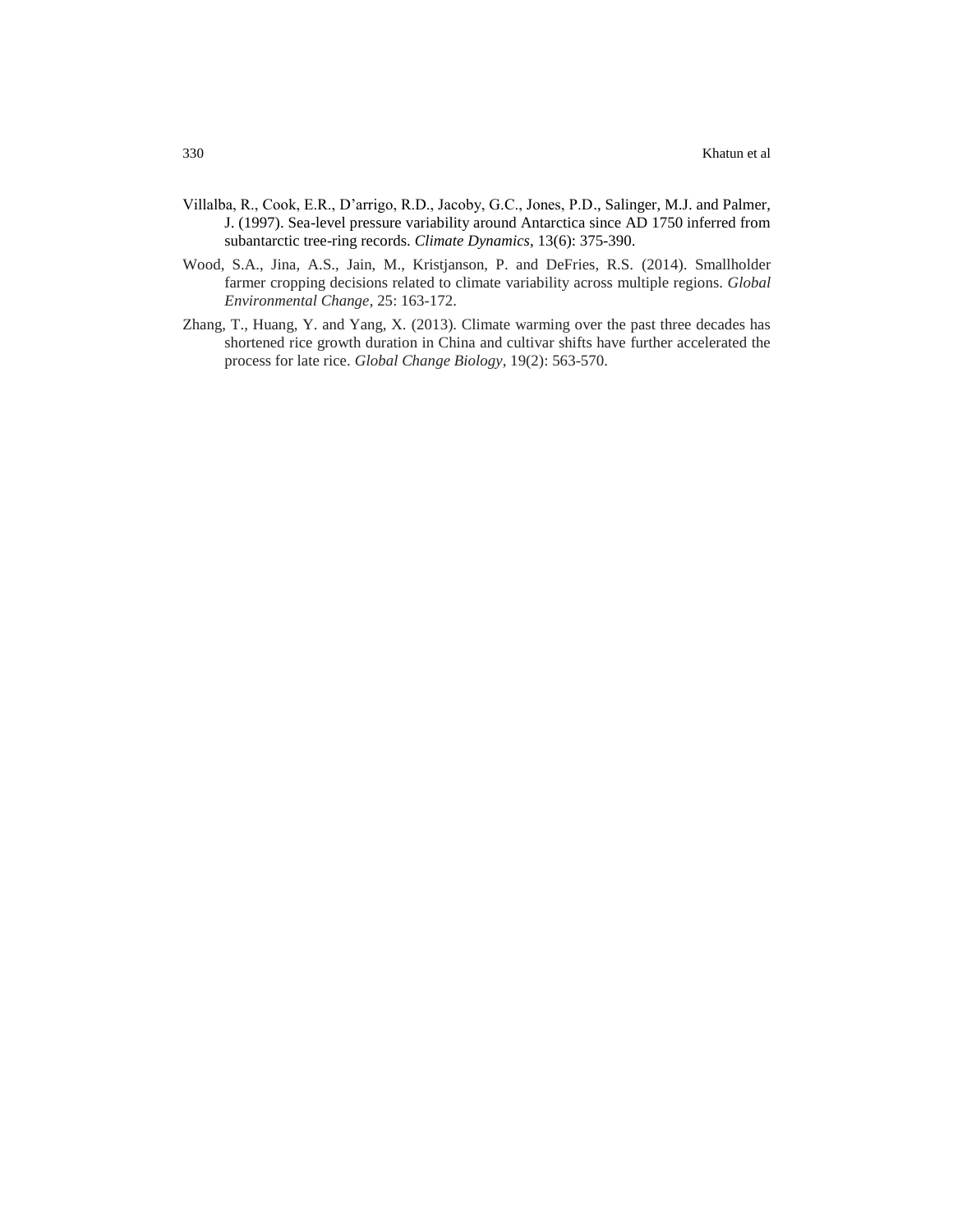Villalba, R., Cook, E.R., D'arrigo, R.D., Jacoby, G.C., Jones, P.D., Salinger, M.J. and Palmer, J. (1997). Sea-level pressure variability around Antarctica since AD 1750 inferred from subantarctic tree-ring records. *Climate Dynamics*, 13(6): 375-390.

Wood, S.A., Jina, A.S., Jain, M., Kristjanson, P. and DeFries, R.S. (2014). Smallholder farmer cropping decisions related to climate variability across multiple regions. *Global Environmental Change*, 25: 163-172.

Zhang, T., Huang, Y. and Yang, X. (2013). Climate warming over the past three decades has shortened rice growth duration in China and cultivar shifts have further accelerated the process for late rice. *Global Change Biology*, 19(2): 563-570.